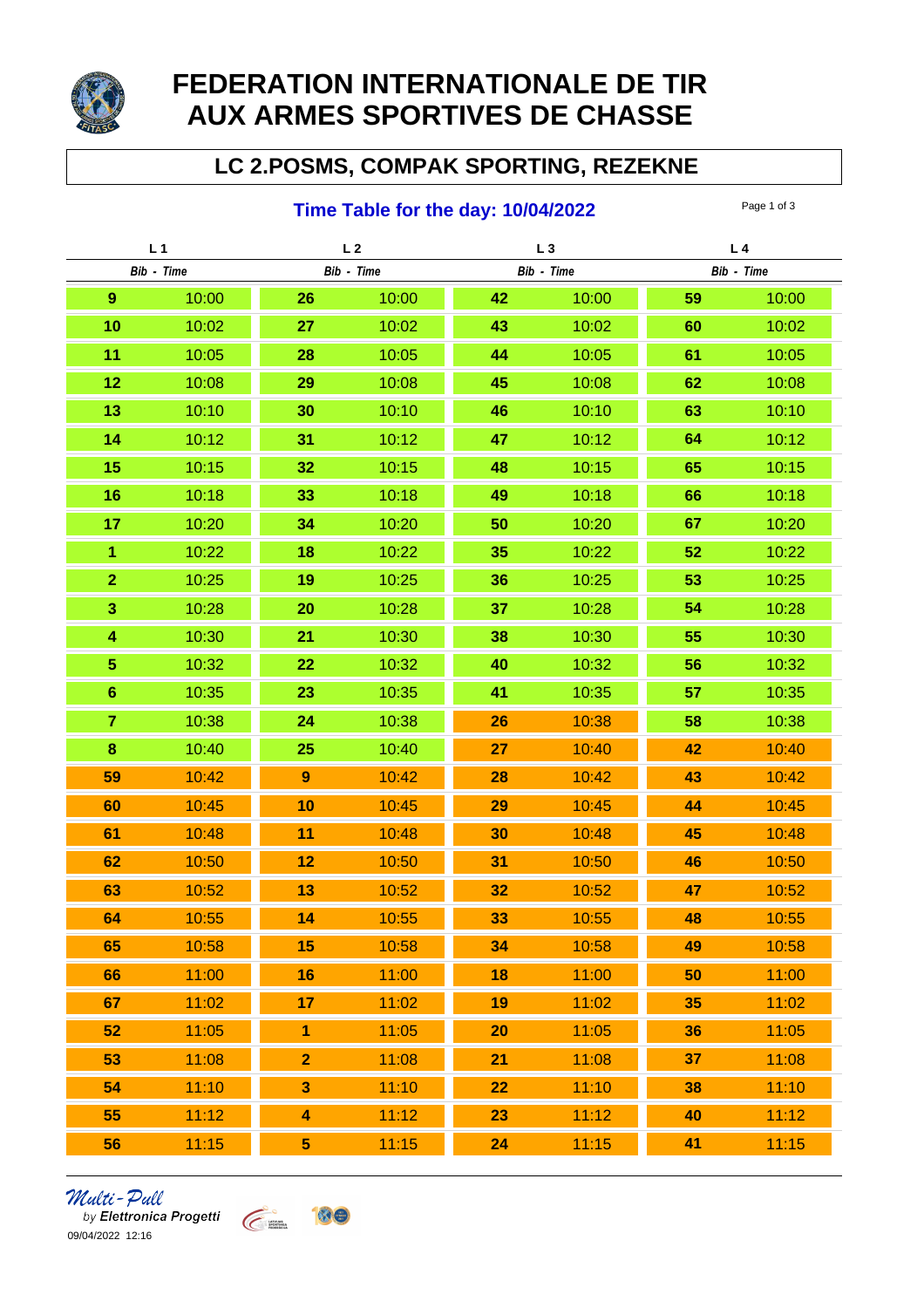# FEDERATION INTERNATIONALE DE TIR AUX ARMES SPORTIVES DE CHASSE

## LC 2.POSMS, COMPAK SPORTING, REZEKNE

### Time Table for the day: 10/04/2022

| L 1 | | L 2 | | L 3 | | L 4 | |
|---|---|---|---|---|---|---|---|
| *Bib* | *Time* | *Bib* | *Time* | *Bib* | *Time* | *Bib* | *Time* |
| **9** | 10:00 | **26** | 10:00 | **42** | 10:00 | **59** | 10:00 |
| **10** | 10:02 | **27** | 10:02 | **43** | 10:02 | **60** | 10:02 |
| **11** | 10:05 | **28** | 10:05 | **44** | 10:05 | **61** | 10:05 |
| **12** | 10:08 | **29** | 10:08 | **45** | 10:08 | **62** | 10:08 |
| **13** | 10:10 | **30** | 10:10 | **46** | 10:10 | **63** | 10:10 |
| **14** | 10:12 | **31** | 10:12 | **47** | 10:12 | **64** | 10:12 |
| **15** | 10:15 | **32** | 10:15 | **48** | 10:15 | **65** | 10:15 |
| **16** | 10:18 | **33** | 10:18 | **49** | 10:18 | **66** | 10:18 |
| **17** | 10:20 | **34** | 10:20 | **50** | 10:20 | **67** | 10:20 |
| **1** | 10:22 | **18** | 10:22 | **35** | 10:22 | **52** | 10:22 |
| **2** | 10:25 | **19** | 10:25 | **36** | 10:25 | **53** | 10:25 |
| **3** | 10:28 | **20** | 10:28 | **37** | 10:28 | **54** | 10:28 |
| **4** | 10:30 | **21** | 10:30 | **38** | 10:30 | **55** | 10:30 |
| **5** | 10:32 | **22** | 10:32 | **40** | 10:32 | **56** | 10:32 |
| **6** | 10:35 | **23** | 10:35 | **41** | 10:35 | **57** | 10:35 |
| **7** | 10:38 | **24** | 10:38 | **26** | 10:38 | **58** | 10:38 |
| **8** | 10:40 | **25** | 10:40 | **27** | 10:40 | **42** | 10:40 |
| **59** | 10:42 | **9** | 10:42 | **28** | 10:42 | **43** | 10:42 |
| **60** | 10:45 | **10** | 10:45 | **29** | 10:45 | **44** | 10:45 |
| **61** | 10:48 | **11** | 10:48 | **30** | 10:48 | **45** | 10:48 |
| **62** | 10:50 | **12** | 10:50 | **31** | 10:50 | **46** | 10:50 |
| **63** | 10:52 | **13** | 10:52 | **32** | 10:52 | **47** | 10:52 |
| **64** | 10:55 | **14** | 10:55 | **33** | 10:55 | **48** | 10:55 |
| **65** | 10:58 | **15** | 10:58 | **34** | 10:58 | **49** | 10:58 |
| **66** | 11:00 | **16** | 11:00 | **18** | 11:00 | **50** | 11:00 |
| **67** | 11:02 | **17** | 11:02 | **19** | 11:02 | **35** | 11:02 |
| **52** | 11:05 | **1** | 11:05 | **20** | 11:05 | **36** | 11:05 |
| **53** | 11:08 | **2** | 11:08 | **21** | 11:08 | **37** | 11:08 |
| **54** | 11:10 | **3** | 11:10 | **22** | 11:10 | **38** | 11:10 |
| **55** | 11:12 | **4** | 11:12 | **23** | 11:12 | **40** | 11:12 |
| **56** | 11:15 | **5** | 11:15 | **24** | 11:15 | **41** | 11:15 |

*Multi-Pull*
by ***Elettronica Progetti***
09/04/2022 12:16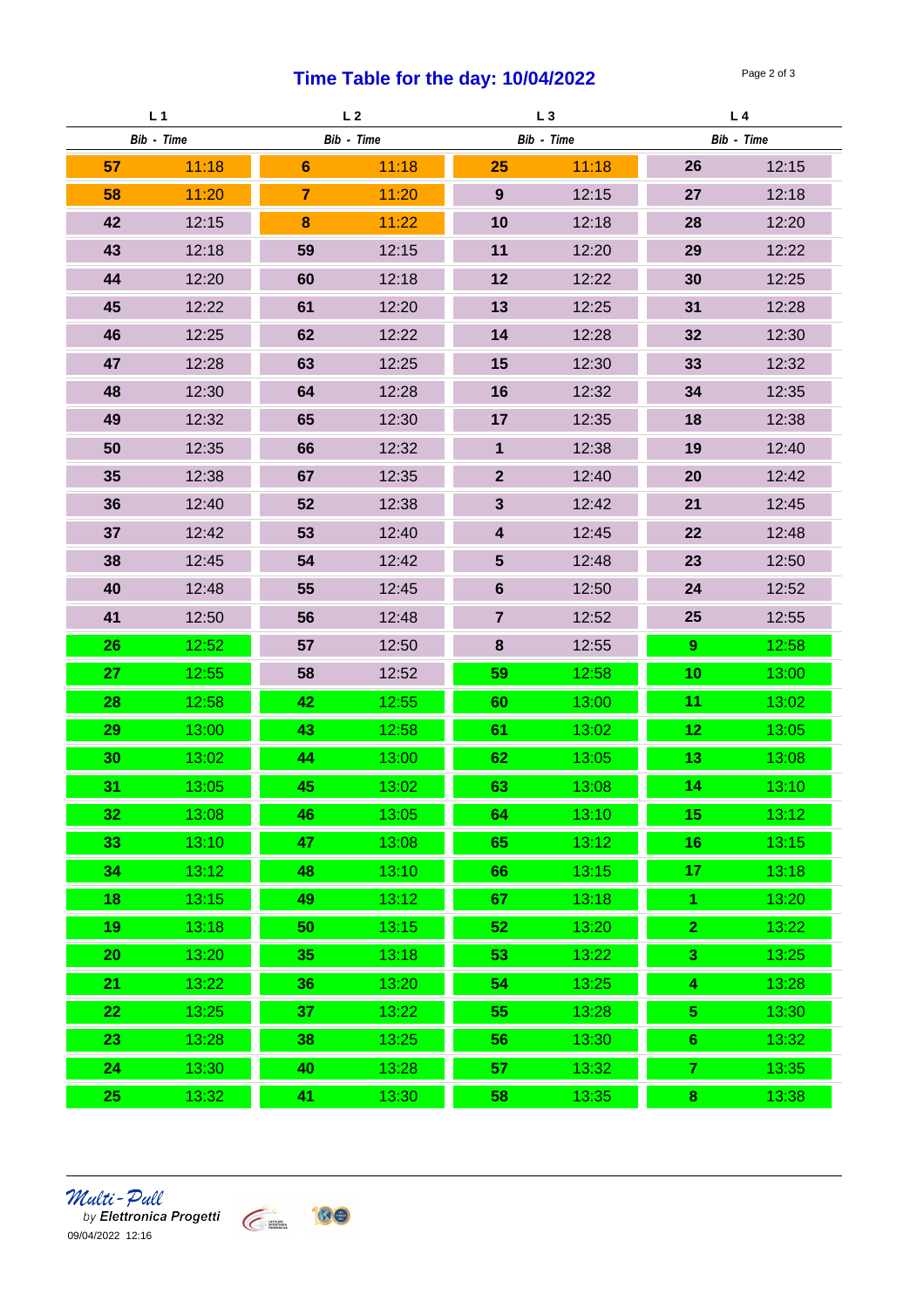# Time Table for the day: 10/04/2022

| L 1 | | L 2 | | L 3 | | L 4 | |
|---|---|---|---|---|---|---|---|
| *Bib* | *Time* | *Bib* | *Time* | *Bib* | *Time* | *Bib* | *Time* |
| **57** | 11:18 | **6** | 11:18 | **25** | 11:18 | **26** | 12:15 |
| **58** | 11:20 | **7** | 11:20 | **9** | 12:15 | **27** | 12:18 |
| **42** | 12:15 | **8** | 11:22 | **10** | 12:18 | **28** | 12:20 |
| **43** | 12:18 | **59** | 12:15 | **11** | 12:20 | **29** | 12:22 |
| **44** | 12:20 | **60** | 12:18 | **12** | 12:22 | **30** | 12:25 |
| **45** | 12:22 | **61** | 12:20 | **13** | 12:25 | **31** | 12:28 |
| **46** | 12:25 | **62** | 12:22 | **14** | 12:28 | **32** | 12:30 |
| **47** | 12:28 | **63** | 12:25 | **15** | 12:30 | **33** | 12:32 |
| **48** | 12:30 | **64** | 12:28 | **16** | 12:32 | **34** | 12:35 |
| **49** | 12:32 | **65** | 12:30 | **17** | 12:35 | **18** | 12:38 |
| **50** | 12:35 | **66** | 12:32 | **1** | 12:38 | **19** | 12:40 |
| **35** | 12:38 | **67** | 12:35 | **2** | 12:40 | **20** | 12:42 |
| **36** | 12:40 | **52** | 12:38 | **3** | 12:42 | **21** | 12:45 |
| **37** | 12:42 | **53** | 12:40 | **4** | 12:45 | **22** | 12:48 |
| **38** | 12:45 | **54** | 12:42 | **5** | 12:48 | **23** | 12:50 |
| **40** | 12:48 | **55** | 12:45 | **6** | 12:50 | **24** | 12:52 |
| **41** | 12:50 | **56** | 12:48 | **7** | 12:52 | **25** | 12:55 |
| **26** | 12:52 | **57** | 12:50 | **8** | 12:55 | **9** | 12:58 |
| **27** | 12:55 | **58** | 12:52 | **59** | 12:58 | **10** | 13:00 |
| **28** | 12:58 | **42** | 12:55 | **60** | 13:00 | **11** | 13:02 |
| **29** | 13:00 | **43** | 12:58 | **61** | 13:02 | **12** | 13:05 |
| **30** | 13:02 | **44** | 13:00 | **62** | 13:05 | **13** | 13:08 |
| **31** | 13:05 | **45** | 13:02 | **63** | 13:08 | **14** | 13:10 |
| **32** | 13:08 | **46** | 13:05 | **64** | 13:10 | **15** | 13:12 |
| **33** | 13:10 | **47** | 13:08 | **65** | 13:12 | **16** | 13:15 |
| **34** | 13:12 | **48** | 13:10 | **66** | 13:15 | **17** | 13:18 |
| **18** | 13:15 | **49** | 13:12 | **67** | 13:18 | **1** | 13:20 |
| **19** | 13:18 | **50** | 13:15 | **52** | 13:20 | **2** | 13:22 |
| **20** | 13:20 | **35** | 13:18 | **53** | 13:22 | **3** | 13:25 |
| **21** | 13:22 | **36** | 13:20 | **54** | 13:25 | **4** | 13:28 |
| **22** | 13:25 | **37** | 13:22 | **55** | 13:28 | **5** | 13:30 |
| **23** | 13:28 | **38** | 13:25 | **56** | 13:30 | **6** | 13:32 |
| **24** | 13:30 | **40** | 13:28 | **57** | 13:32 | **7** | 13:35 |
| **25** | 13:32 | **41** | 13:30 | **58** | 13:35 | **8** | 13:38 |

*Multi-Pull*
*by* ***Elettronica Progetti***
09/04/2022 12:16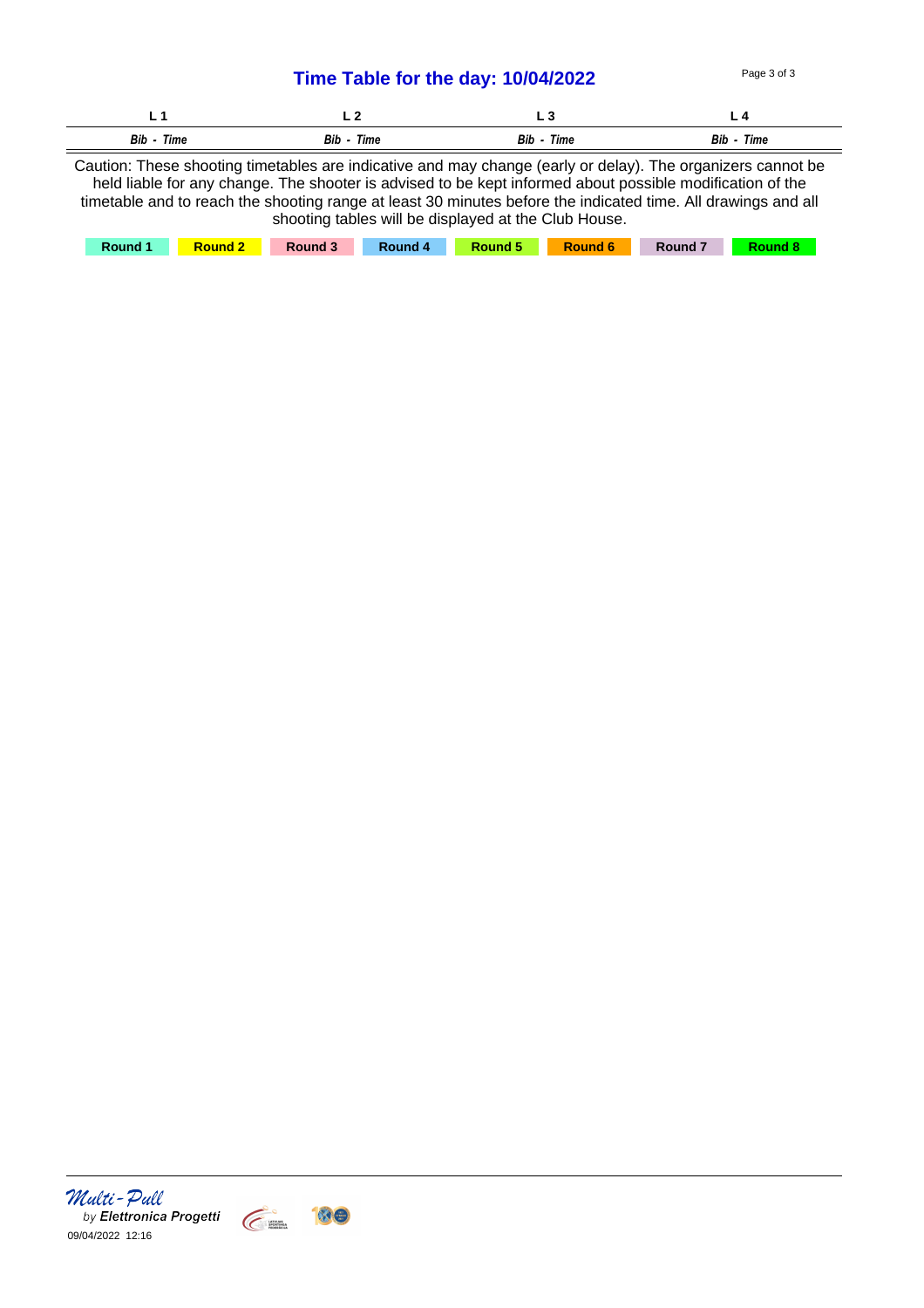# Time Table for the day: 10/04/2022

| L 1 | L 2 | L 3 | L 4 |
|---|---|---|---|
| *Bib - Time* | *Bib - Time* | *Bib - Time* | *Bib - Time* |

Caution: These shooting timetables are indicative and may change (early or delay). The organizers cannot be held liable for any change. The shooter is advised to be kept informed about possible modification of the timetable and to reach the shooting range at least 30 minutes before the indicated time. All drawings and all shooting tables will be displayed at the Club House.

| Round 1 | Round 2 | Round 3 | Round 4 | Round 5 | Round 6 | Round 7 | Round 8 |
|---|---|---|---|---|---|---|---|

Multi-Pull by Elettronica Progetti

09/04/2022 12:16